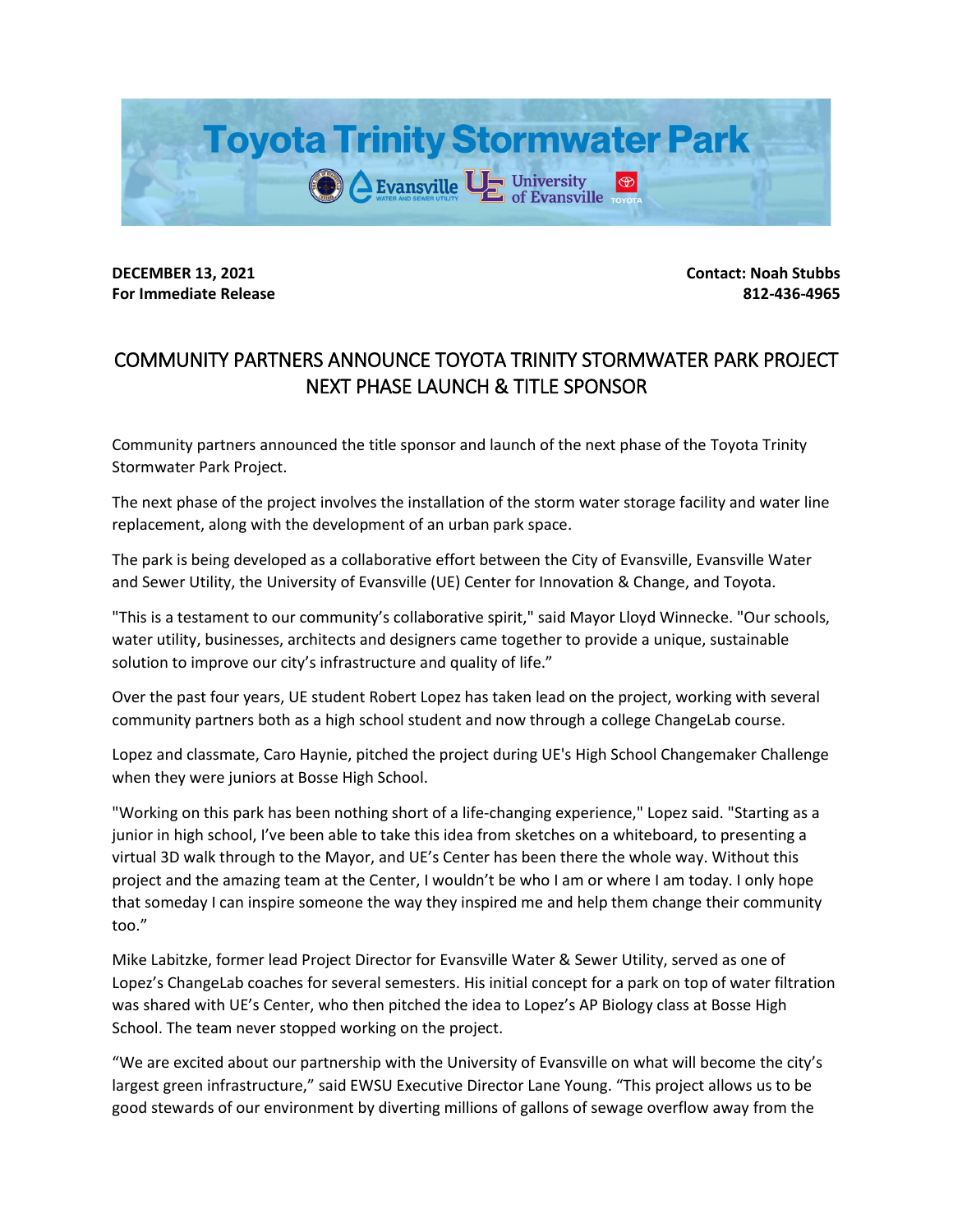# Toyota Trinity Stormwater Park

Evansville Water and Sewer Utility | University of Evansville | Toyota

**DECEMBER 13, 2021**
**For Immediate Release**

**Contact: Noah Stubbs**
**812-436-4965**

## COMMUNITY PARTNERS ANNOUNCE TOYOTA TRINITY STORMWATER PARK PROJECT NEXT PHASE LAUNCH & TITLE SPONSOR

Community partners announced the title sponsor and launch of the next phase of the Toyota Trinity Stormwater Park Project.

The next phase of the project involves the installation of the storm water storage facility and water line replacement, along with the development of an urban park space.

The park is being developed as a collaborative effort between the City of Evansville, Evansville Water and Sewer Utility, the University of Evansville (UE) Center for Innovation & Change, and Toyota.

"This is a testament to our community's collaborative spirit," said Mayor Lloyd Winnecke. "Our schools, water utility, businesses, architects and designers came together to provide a unique, sustainable solution to improve our city's infrastructure and quality of life."

Over the past four years, UE student Robert Lopez has taken lead on the project, working with several community partners both as a high school student and now through a college ChangeLab course.

Lopez and classmate, Caro Haynie, pitched the project during UE's High School Changemaker Challenge when they were juniors at Bosse High School.

"Working on this park has been nothing short of a life-changing experience," Lopez said. "Starting as a junior in high school, I've been able to take this idea from sketches on a whiteboard, to presenting a virtual 3D walk through to the Mayor, and UE's Center has been there the whole way. Without this project and the amazing team at the Center, I wouldn't be who I am or where I am today. I only hope that someday I can inspire someone the way they inspired me and help them change their community too."

Mike Labitzke, former lead Project Director for Evansville Water & Sewer Utility, served as one of Lopez's ChangeLab coaches for several semesters. His initial concept for a park on top of water filtration was shared with UE's Center, who then pitched the idea to Lopez's AP Biology class at Bosse High School. The team never stopped working on the project.

"We are excited about our partnership with the University of Evansville on what will become the city's largest green infrastructure," said EWSU Executive Director Lane Young. "This project allows us to be good stewards of our environment by diverting millions of gallons of sewage overflow away from the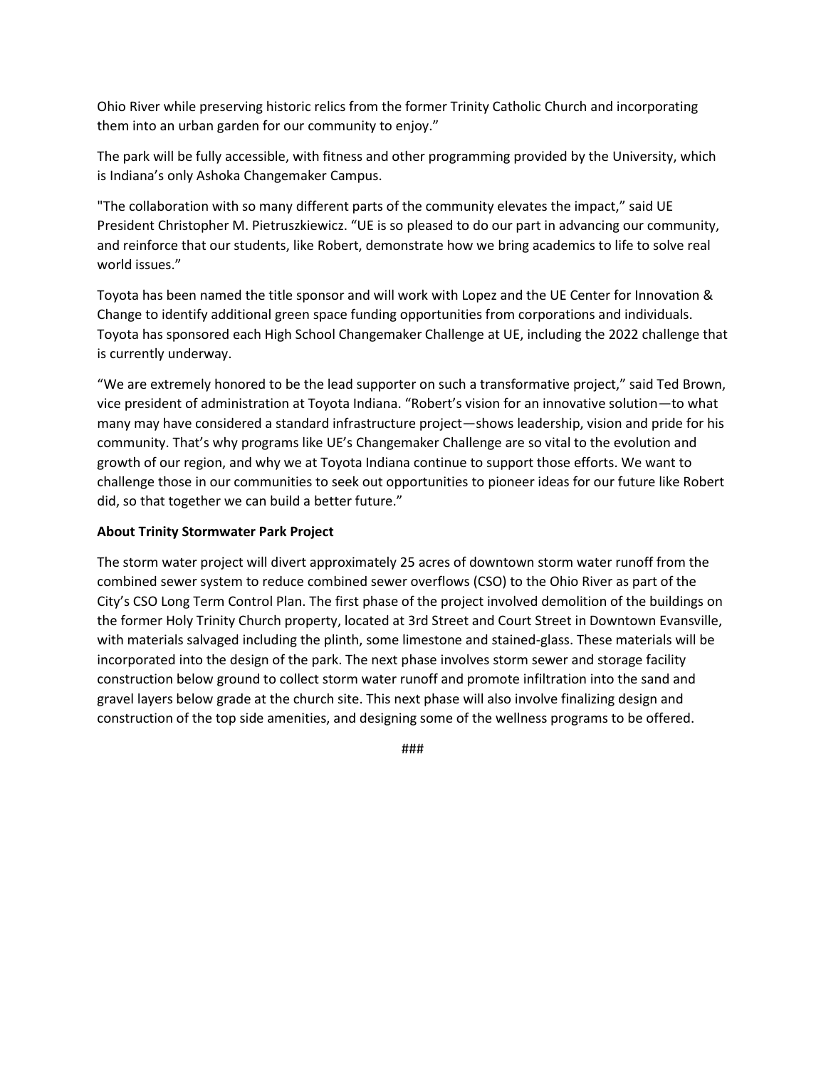Ohio River while preserving historic relics from the former Trinity Catholic Church and incorporating them into an urban garden for our community to enjoy."

The park will be fully accessible, with fitness and other programming provided by the University, which is Indiana's only Ashoka Changemaker Campus.

"The collaboration with so many different parts of the community elevates the impact," said UE President Christopher M. Pietruszkiewicz. "UE is so pleased to do our part in advancing our community, and reinforce that our students, like Robert, demonstrate how we bring academics to life to solve real world issues."

Toyota has been named the title sponsor and will work with Lopez and the UE Center for Innovation & Change to identify additional green space funding opportunities from corporations and individuals. Toyota has sponsored each High School Changemaker Challenge at UE, including the 2022 challenge that is currently underway.

"We are extremely honored to be the lead supporter on such a transformative project," said Ted Brown, vice president of administration at Toyota Indiana. "Robert's vision for an innovative solution—to what many may have considered a standard infrastructure project—shows leadership, vision and pride for his community. That's why programs like UE's Changemaker Challenge are so vital to the evolution and growth of our region, and why we at Toyota Indiana continue to support those efforts. We want to challenge those in our communities to seek out opportunities to pioneer ideas for our future like Robert did, so that together we can build a better future."

**About Trinity Stormwater Park Project**

The storm water project will divert approximately 25 acres of downtown storm water runoff from the combined sewer system to reduce combined sewer overflows (CSO) to the Ohio River as part of the City's CSO Long Term Control Plan. The first phase of the project involved demolition of the buildings on the former Holy Trinity Church property, located at 3rd Street and Court Street in Downtown Evansville, with materials salvaged including the plinth, some limestone and stained-glass. These materials will be incorporated into the design of the park. The next phase involves storm sewer and storage facility construction below ground to collect storm water runoff and promote infiltration into the sand and gravel layers below grade at the church site. This next phase will also involve finalizing design and construction of the top side amenities, and designing some of the wellness programs to be offered.

###